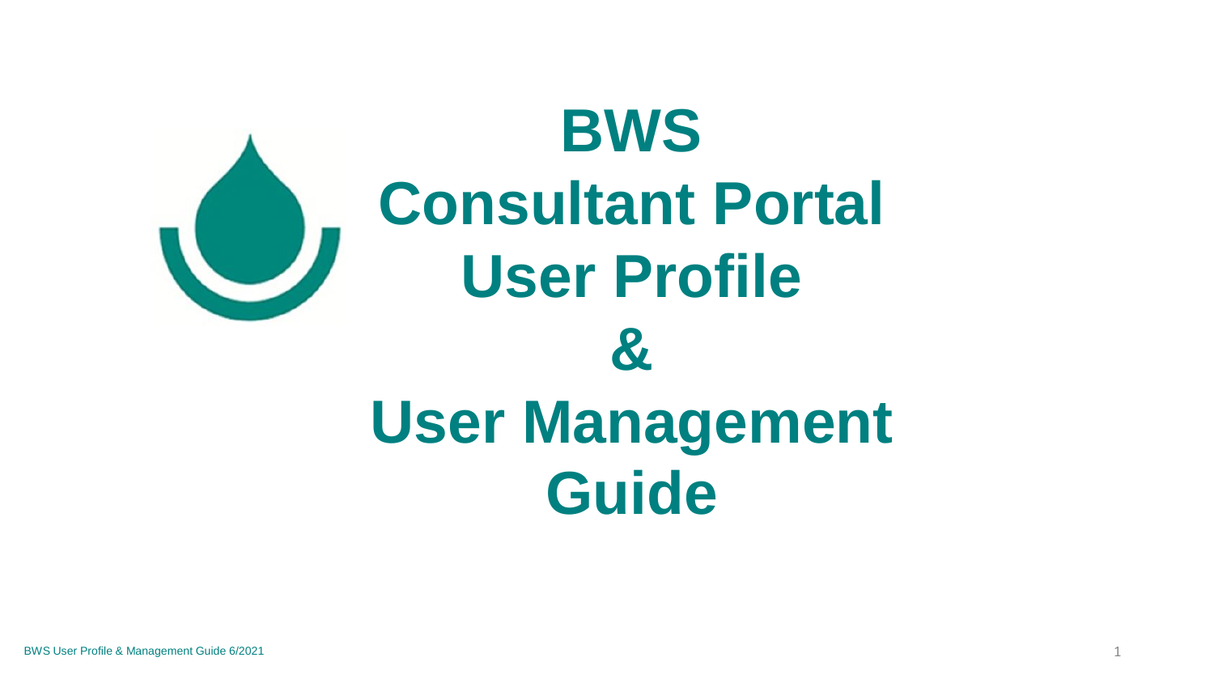# BWS
# Consultant Portal
# User Profile
# &
# User Management
# Guide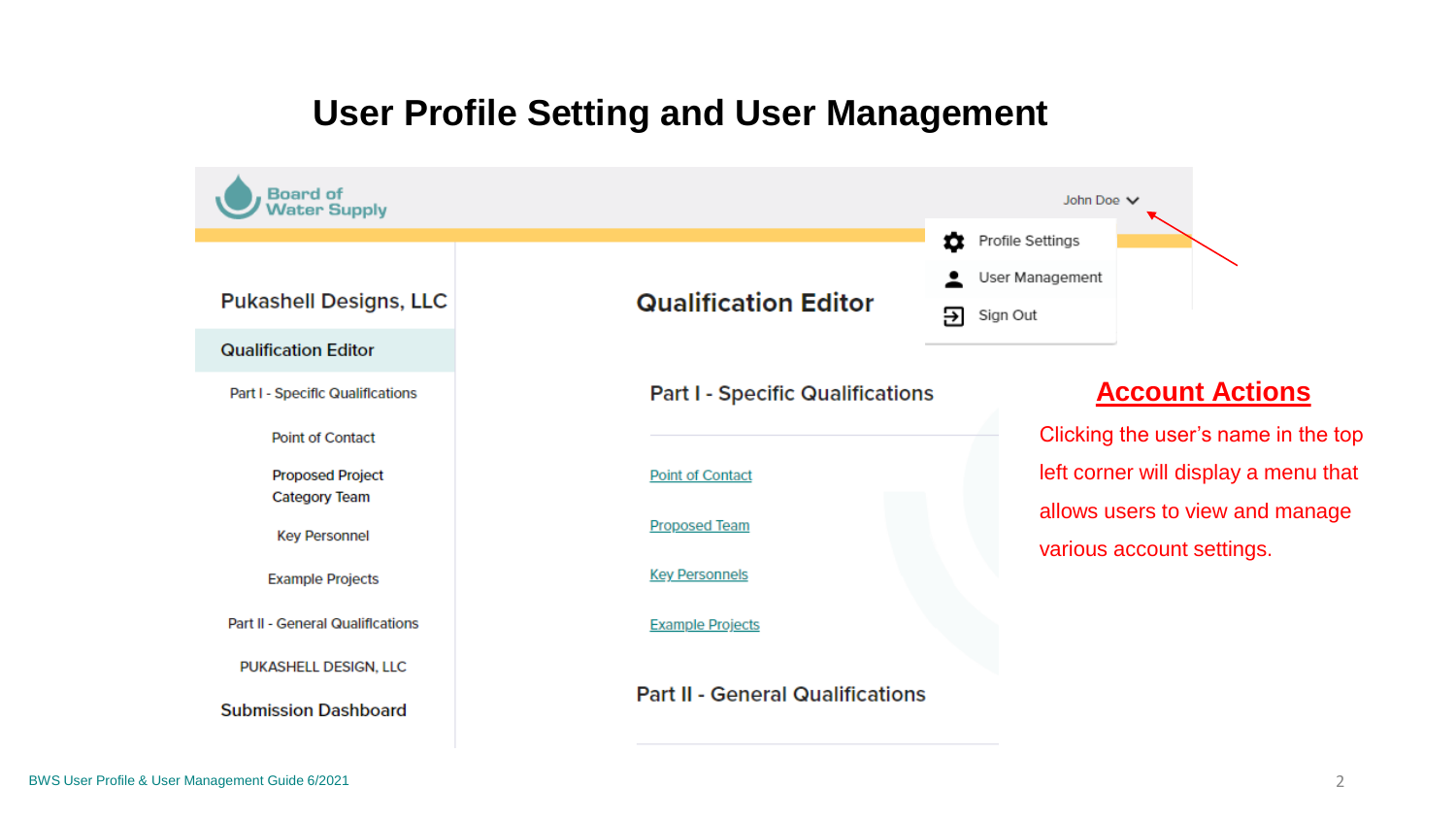# User Profile Setting and User Management

Board of Water Supply

John Doe

- Profile Settings
- User Management
- Sign Out

Pukashell Designs, LLC

Qualification Editor

Part I - Specific Qualifications

Point of Contact

Proposed Project Category Team

Key Personnel

Example Projects

Part II - General Qualifications

PUKASHELL DESIGN, LLC

Submission Dashboard

## Qualification Editor

### Part I - Specific Qualifications

Point of Contact

Proposed Team

Key Personnels

Example Projects

### Part II - General Qualifications

## Account Actions

Clicking the user's name in the top left corner will display a menu that allows users to view and manage various account settings.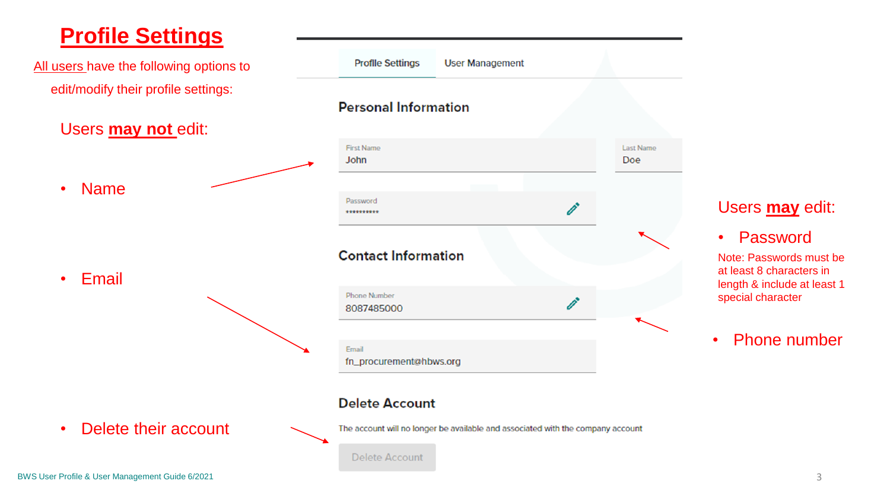# Profile Settings

All users have the following options to edit/modify their profile settings:

Users **may not** edit:

- Name
- Email
- Delete their account

Profile Settings | User Management

## Personal Information

First Name
John

Last Name
Doe

Password
**********

## Contact Information

Phone Number
8087485000

Email
fn_procurement@hbws.org

## Delete Account

The account will no longer be available and associated with the company account

Delete Account

Users **may** edit:

- Password

Note: Passwords must be at least 8 characters in length & include at least 1 special character

- Phone number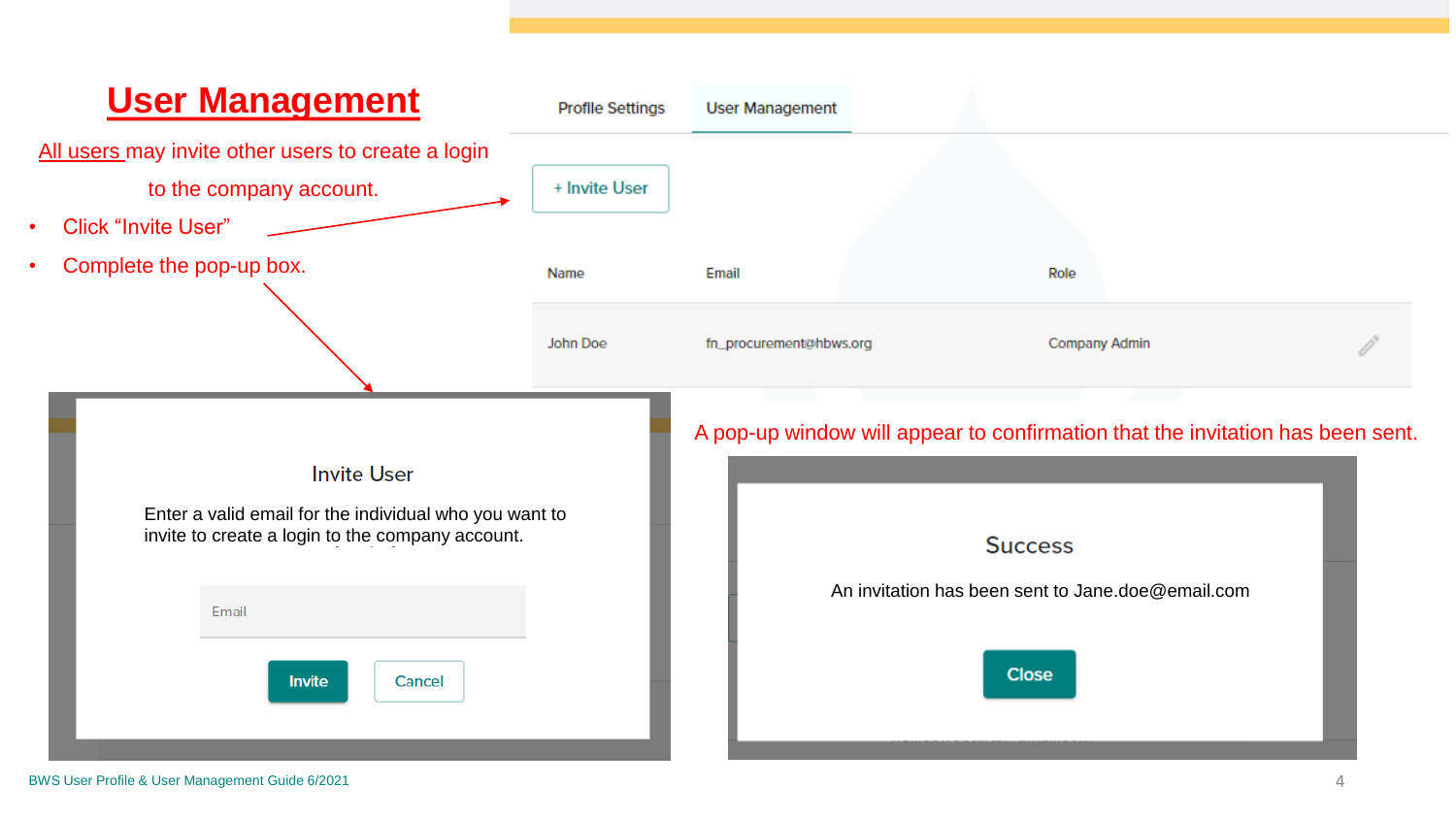# User Management

All users may invite other users to create a login to the company account.

- Click "Invite User"
- Complete the pop-up box.

Profile Settings | User Management

+ Invite User

| Name | Email | Role |
| --- | --- | --- |
| John Doe | fn_procurement@hbws.org | Company Admin |

**Invite User**

Enter a valid email for the individual who you want to invite to create a login to the company account.

Email

Invite | Cancel

A pop-up window will appear to confirmation that the invitation has been sent.

**Success**

An invitation has been sent to Jane.doe@email.com

Close

BWS User Profile & User Management Guide 6/2021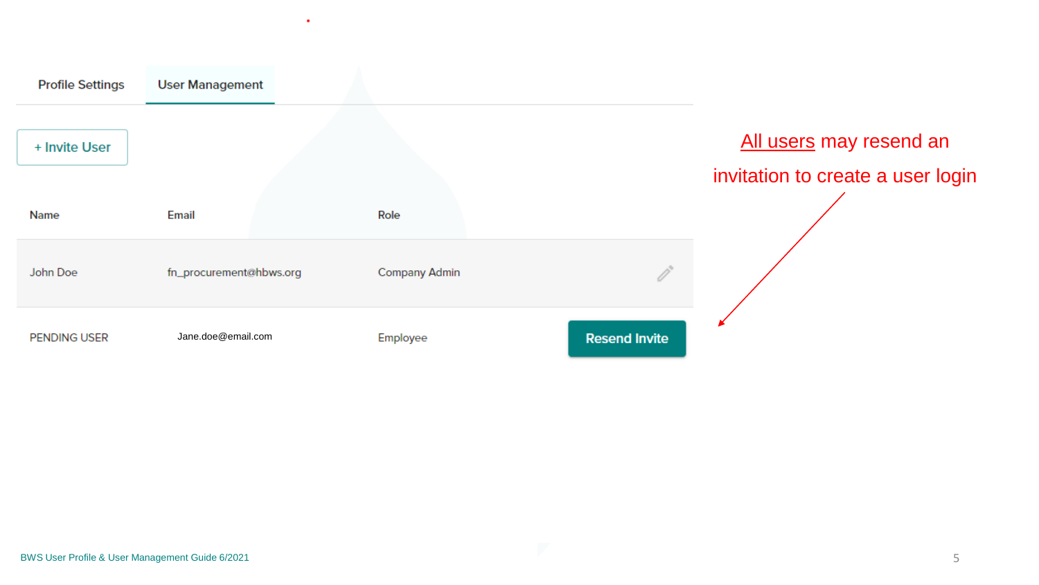Profile Settings | **User Management**

+ Invite User

| Name | Email | Role | |
|---|---|---|---|
| John Doe | fn_procurement@hbws.org | Company Admin | |
| PENDING USER | Jane.doe@email.com | Employee | Resend Invite |

<u>All users</u> may resend an invitation to create a user login

BWS User Profile & User Management Guide 6/2021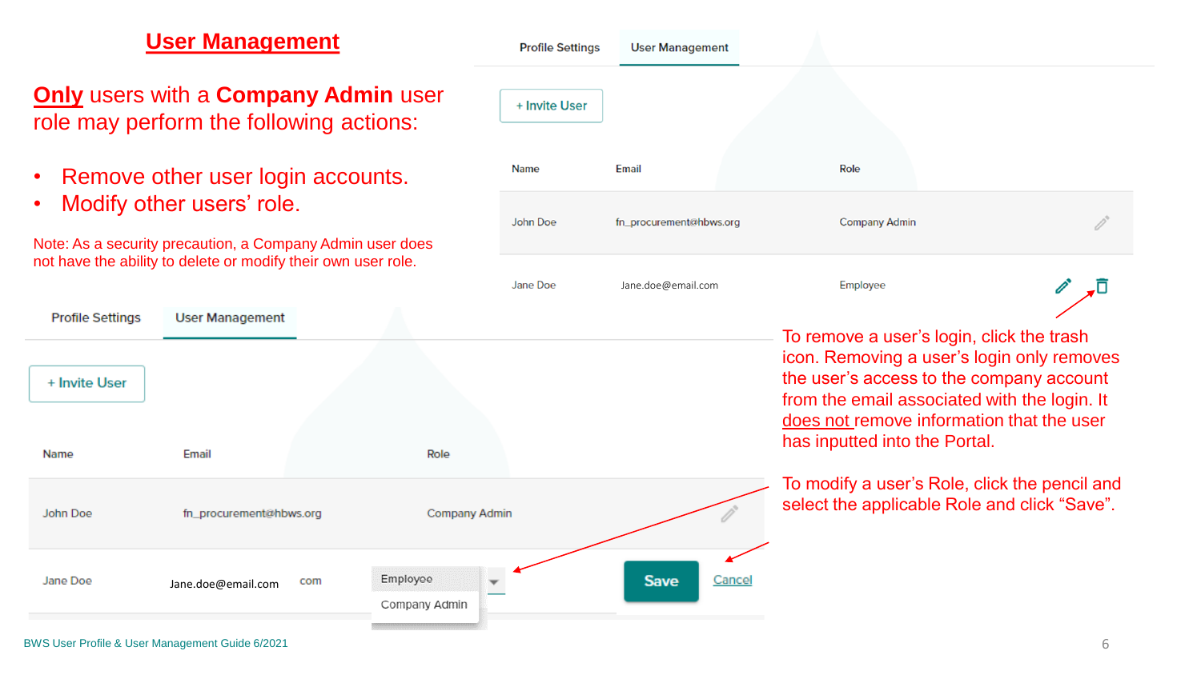# User Management

**Only** users with a **Company Admin** user role may perform the following actions:

- Remove other user login accounts.
- Modify other users' role.

Note: As a security precaution, a Company Admin user does not have the ability to delete or modify their own user role.

Profile Settings | User Management

+ Invite User

| Name | Email | Role |
|---|---|---|
| John Doe | fn_procurement@hbws.org | Company Admin |
| Jane Doe | Jane.doe@email.com | Employee |

To remove a user's login, click the trash icon. Removing a user's login only removes the user's access to the company account from the email associated with the login. It does not remove information that the user has inputted into the Portal.

Profile Settings | User Management

+ Invite User

| Name | Email | Role |
|---|---|---|
| John Doe | fn_procurement@hbws.org | Company Admin |
| Jane Doe | Jane.doe@email.com | Employee / Company Admin |

Save Cancel

To modify a user's Role, click the pencil and select the applicable Role and click "Save".